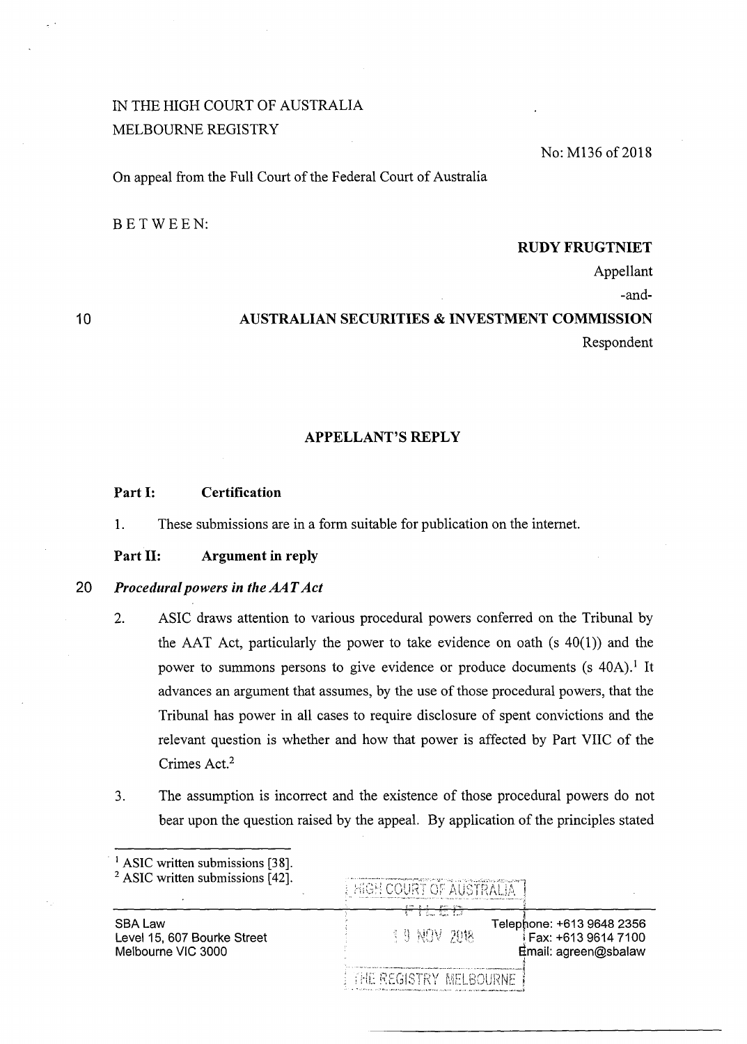IN THE HIGH COURT OF AUSTRALIA
MELBOURNE REGISTRY

No: M136 of 2018

On appeal from the Full Court of the Federal Court of Australia

BETWEEN:

**RUDY FRUGTNIET**
Appellant
-and-

**AUSTRALIAN SECURITIES & INVESTMENT COMMISSION**
Respondent

## APPELLANT'S REPLY

**Part I: Certification**

1. These submissions are in a form suitable for publication on the internet.

**Part II: Argument in reply**

*Procedural powers in the AAT Act*

2. ASIC draws attention to various procedural powers conferred on the Tribunal by the AAT Act, particularly the power to take evidence on oath (s 40(1)) and the power to summons persons to give evidence or produce documents (s 40A).[1] It advances an argument that assumes, by the use of those procedural powers, that the Tribunal has power in all cases to require disclosure of spent convictions and the relevant question is whether and how that power is affected by Part VIIC of the Crimes Act.[2]

3. The assumption is incorrect and the existence of those procedural powers do not bear upon the question raised by the appeal. By application of the principles stated

[1] ASIC written submissions [38].
[2] ASIC written submissions [42].

SBA Law
Level 15, 607 Bourke Street
Melbourne VIC 3000

Telephone: +613 9648 2356
Fax: +613 9614 7100
Email: agreen@sbalaw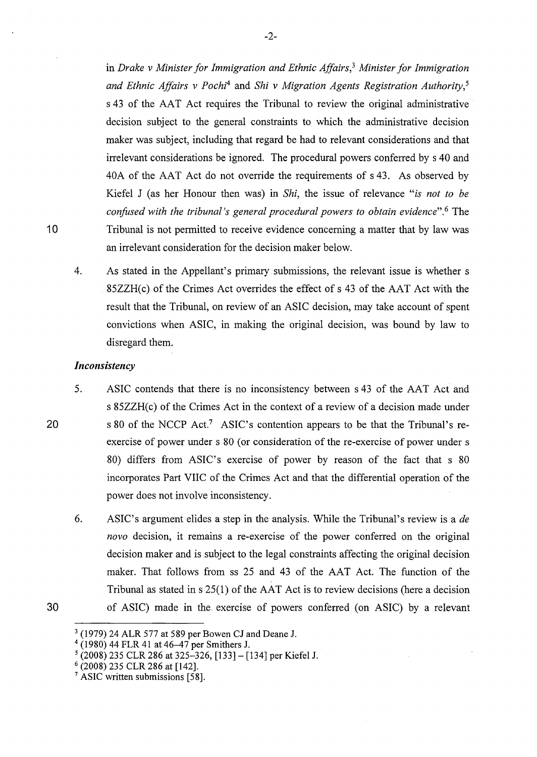in *Drake v Minister for Immigration and Ethnic Affairs*,[3] *Minister for Immigration and Ethnic Affairs v Pochi*[4] and *Shi v Migration Agents Registration Authority*,[5] s 43 of the AAT Act requires the Tribunal to review the original administrative decision subject to the general constraints to which the administrative decision maker was subject, including that regard be had to relevant considerations and that irrelevant considerations be ignored. The procedural powers conferred by s 40 and 40A of the AAT Act do not override the requirements of s 43. As observed by Kiefel J (as her Honour then was) in *Shi*, the issue of relevance "*is not to be confused with the tribunal's general procedural powers to obtain evidence*".[6] The Tribunal is not permitted to receive evidence concerning a matter that by law was an irrelevant consideration for the decision maker below.

4. As stated in the Appellant's primary submissions, the relevant issue is whether s 85ZZH(c) of the Crimes Act overrides the effect of s 43 of the AAT Act with the result that the Tribunal, on review of an ASIC decision, may take account of spent convictions when ASIC, in making the original decision, was bound by law to disregard them.

### *Inconsistency*

5. ASIC contends that there is no inconsistency between s 43 of the AAT Act and s 85ZZH(c) of the Crimes Act in the context of a review of a decision made under s 80 of the NCCP Act.[7] ASIC's contention appears to be that the Tribunal's re-exercise of power under s 80 (or consideration of the re-exercise of power under s 80) differs from ASIC's exercise of power by reason of the fact that s 80 incorporates Part VIIC of the Crimes Act and that the differential operation of the power does not involve inconsistency.

6. ASIC's argument elides a step in the analysis. While the Tribunal's review is a *de novo* decision, it remains a re-exercise of the power conferred on the original decision maker and is subject to the legal constraints affecting the original decision maker. That follows from ss 25 and 43 of the AAT Act. The function of the Tribunal as stated in s 25(1) of the AAT Act is to review decisions (here a decision of ASIC) made in the exercise of powers conferred (on ASIC) by a relevant

---

[3] (1979) 24 ALR 577 at 589 per Bowen CJ and Deane J.

[4] (1980) 44 FLR 41 at 46–47 per Smithers J.

[5] (2008) 235 CLR 286 at 325–326, [133] – [134] per Kiefel J.

[6] (2008) 235 CLR 286 at [142].

[7] ASIC written submissions [58].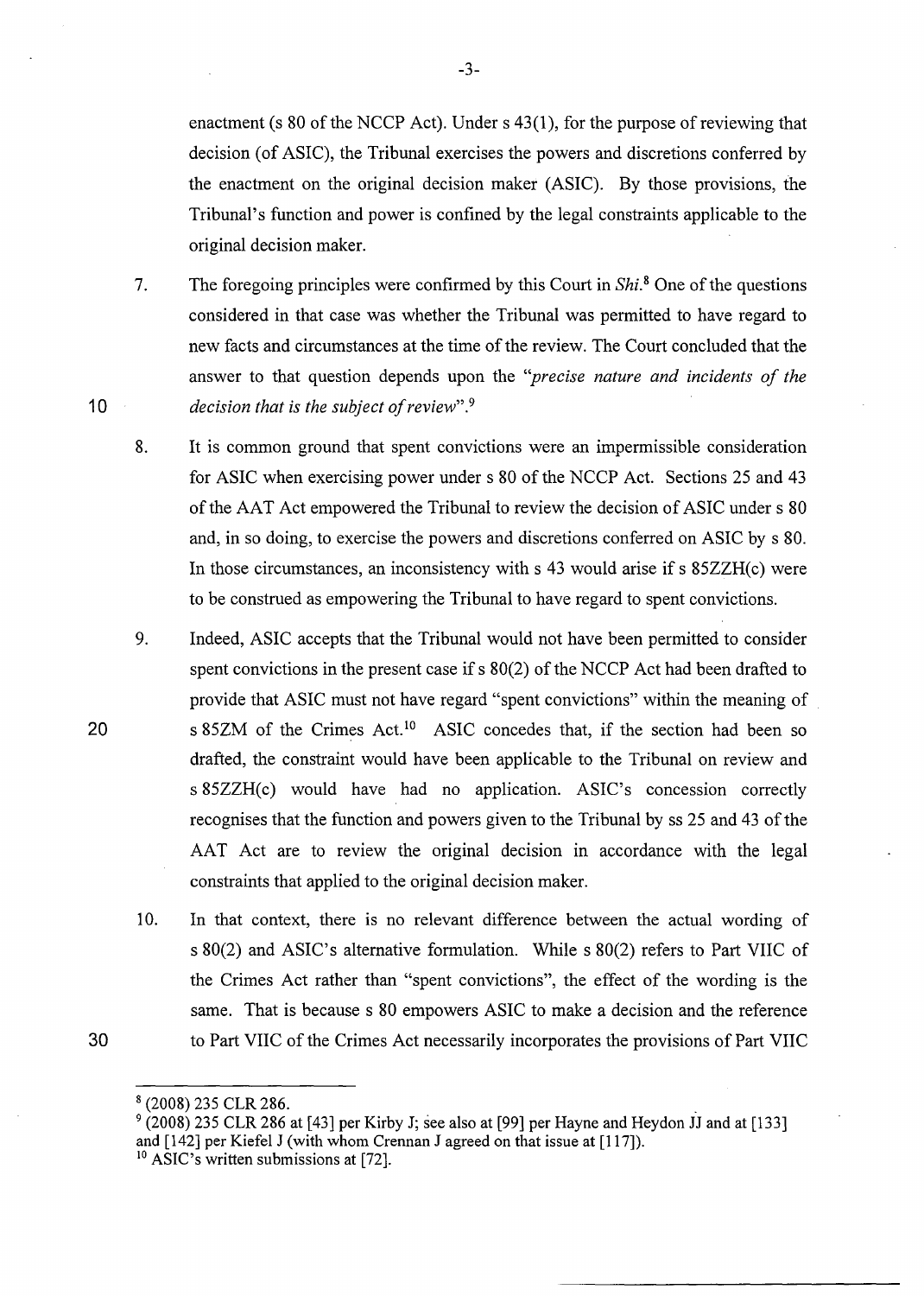enactment (s 80 of the NCCP Act). Under s 43(1), for the purpose of reviewing that decision (of ASIC), the Tribunal exercises the powers and discretions conferred by the enactment on the original decision maker (ASIC). By those provisions, the Tribunal's function and power is confined by the legal constraints applicable to the original decision maker.

7. The foregoing principles were confirmed by this Court in *Shi*.[8] One of the questions considered in that case was whether the Tribunal was permitted to have regard to new facts and circumstances at the time of the review. The Court concluded that the answer to that question depends upon the *"precise nature and incidents of the decision that is the subject of review"*.[9]

8. It is common ground that spent convictions were an impermissible consideration for ASIC when exercising power under s 80 of the NCCP Act. Sections 25 and 43 of the AAT Act empowered the Tribunal to review the decision of ASIC under s 80 and, in so doing, to exercise the powers and discretions conferred on ASIC by s 80. In those circumstances, an inconsistency with s 43 would arise if s 85ZZH(c) were to be construed as empowering the Tribunal to have regard to spent convictions.

9. Indeed, ASIC accepts that the Tribunal would not have been permitted to consider spent convictions in the present case if s 80(2) of the NCCP Act had been drafted to provide that ASIC must not have regard "spent convictions" within the meaning of s 85ZM of the Crimes Act.[10] ASIC concedes that, if the section had been so drafted, the constraint would have been applicable to the Tribunal on review and s 85ZZH(c) would have had no application. ASIC's concession correctly recognises that the function and powers given to the Tribunal by ss 25 and 43 of the AAT Act are to review the original decision in accordance with the legal constraints that applied to the original decision maker.

10. In that context, there is no relevant difference between the actual wording of s 80(2) and ASIC's alternative formulation. While s 80(2) refers to Part VIIC of the Crimes Act rather than "spent convictions", the effect of the wording is the same. That is because s 80 empowers ASIC to make a decision and the reference to Part VIIC of the Crimes Act necessarily incorporates the provisions of Part VIIC

---

[8] (2008) 235 CLR 286.

[9] (2008) 235 CLR 286 at [43] per Kirby J; see also at [99] per Hayne and Heydon JJ and at [133] and [142] per Kiefel J (with whom Crennan J agreed on that issue at [117]).

[10] ASIC's written submissions at [72].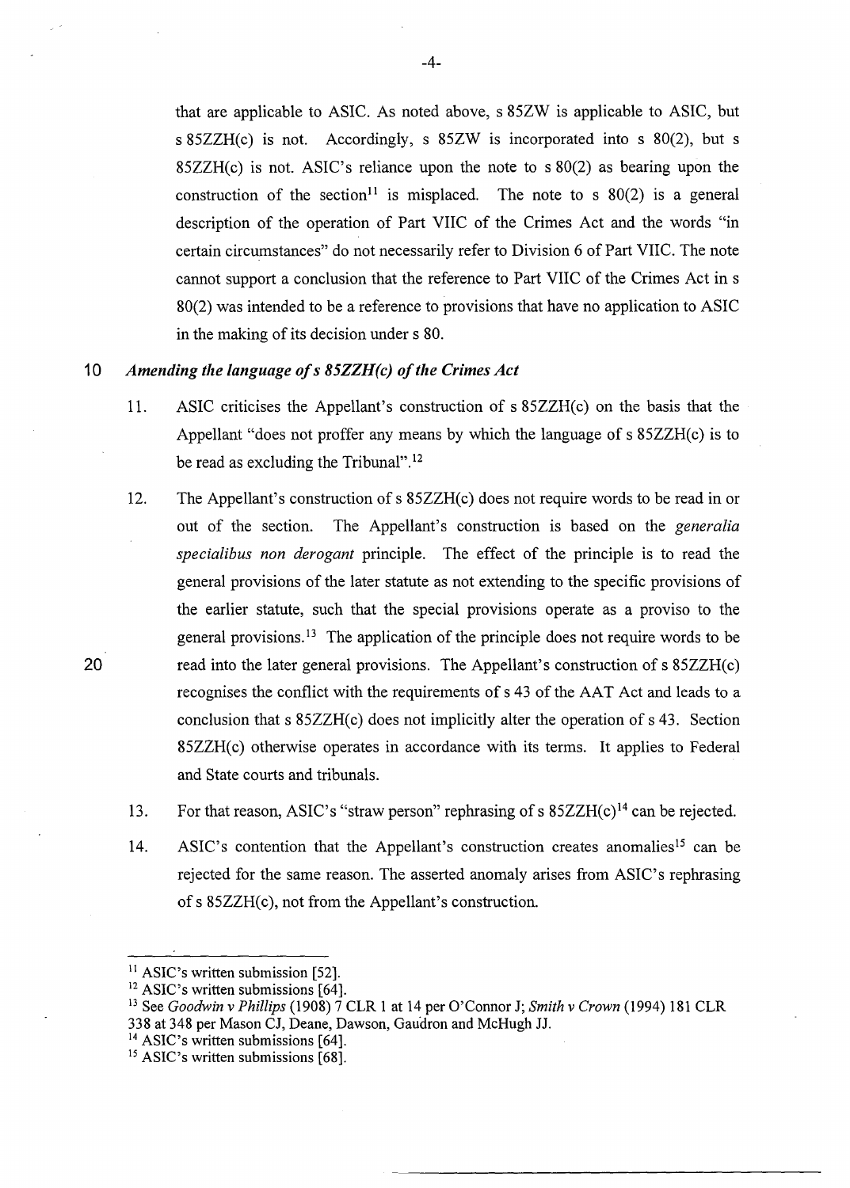that are applicable to ASIC. As noted above, s 85ZW is applicable to ASIC, but s 85ZZH(c) is not. Accordingly, s 85ZW is incorporated into s 80(2), but s 85ZZH(c) is not. ASIC's reliance upon the note to s 80(2) as bearing upon the construction of the section[11] is misplaced. The note to s 80(2) is a general description of the operation of Part VIIC of the Crimes Act and the words "in certain circumstances" do not necessarily refer to Division 6 of Part VIIC. The note cannot support a conclusion that the reference to Part VIIC of the Crimes Act in s 80(2) was intended to be a reference to provisions that have no application to ASIC in the making of its decision under s 80.

### *Amending the language of s 85ZZH(c) of the Crimes Act*

11. ASIC criticises the Appellant's construction of s 85ZZH(c) on the basis that the Appellant "does not proffer any means by which the language of s 85ZZH(c) is to be read as excluding the Tribunal".[12]

12. The Appellant's construction of s 85ZZH(c) does not require words to be read in or out of the section. The Appellant's construction is based on the *generalia specialibus non derogant* principle. The effect of the principle is to read the general provisions of the later statute as not extending to the specific provisions of the earlier statute, such that the special provisions operate as a proviso to the general provisions.[13] The application of the principle does not require words to be read into the later general provisions. The Appellant's construction of s 85ZZH(c) recognises the conflict with the requirements of s 43 of the AAT Act and leads to a conclusion that s 85ZZH(c) does not implicitly alter the operation of s 43. Section 85ZZH(c) otherwise operates in accordance with its terms. It applies to Federal and State courts and tribunals.

13. For that reason, ASIC's "straw person" rephrasing of s 85ZZH(c)[14] can be rejected.

14. ASIC's contention that the Appellant's construction creates anomalies[15] can be rejected for the same reason. The asserted anomaly arises from ASIC's rephrasing of s 85ZZH(c), not from the Appellant's construction.

---

[11] ASIC's written submission [52].

[12] ASIC's written submissions [64].

[13] See *Goodwin v Phillips* (1908) 7 CLR 1 at 14 per O'Connor J; *Smith v Crown* (1994) 181 CLR 338 at 348 per Mason CJ, Deane, Dawson, Gaudron and McHugh JJ.

[14] ASIC's written submissions [64].

[15] ASIC's written submissions [68].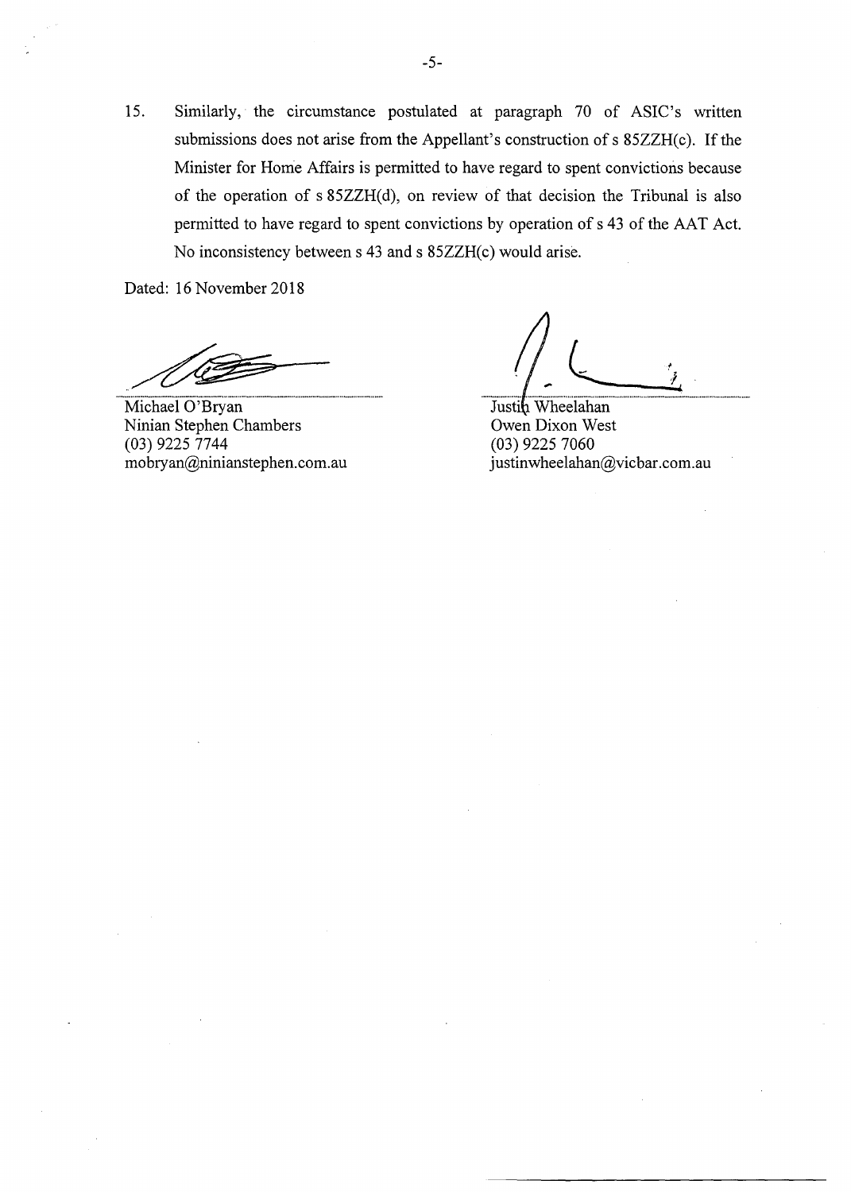15. Similarly, the circumstance postulated at paragraph 70 of ASIC's written submissions does not arise from the Appellant's construction of s 85ZZH(c). If the Minister for Home Affairs is permitted to have regard to spent convictions because of the operation of s 85ZZH(d), on review of that decision the Tribunal is also permitted to have regard to spent convictions by operation of s 43 of the AAT Act. No inconsistency between s 43 and s 85ZZH(c) would arise.

Dated: 16 November 2018

Michael O'Bryan
Ninian Stephen Chambers
(03) 9225 7744
mobryan@ninianstephen.com.au

Justin Wheelahan
Owen Dixon West
(03) 9225 7060
justinwheelahan@vicbar.com.au